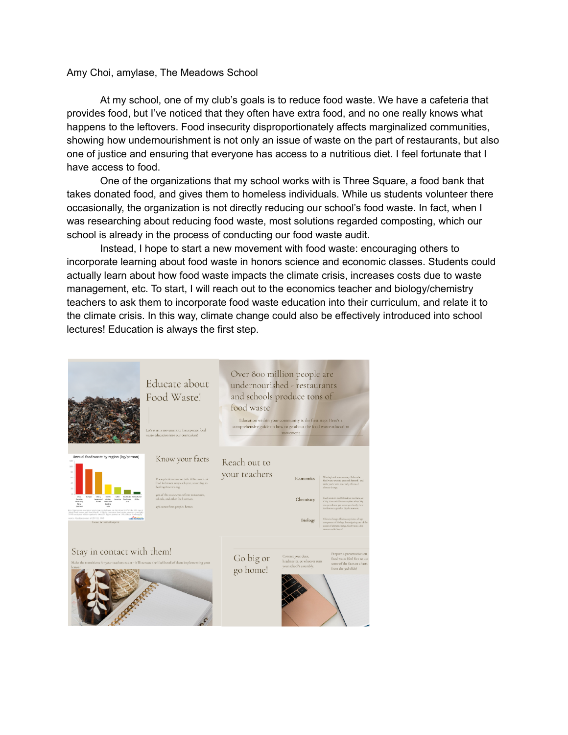Amy Choi, amylase, The Meadows School

At my school, one of my club's goals is to reduce food waste. We have a cafeteria that provides food, but I've noticed that they often have extra food, and no one really knows what happens to the leftovers. Food insecurity disproportionately affects marginalized communities, showing how undernourishment is not only an issue of waste on the part of restaurants, but also one of justice and ensuring that everyone has access to a nutritious diet. I feel fortunate that I have access to food.

One of the organizations that my school works with is Three Square, a food bank that takes donated food, and gives them to homeless individuals. While us students volunteer there occasionally, the organization is not directly reducing our school's food waste. In fact, when I was researching about reducing food waste, most solutions regarded composting, which our school is already in the process of conducting our food waste audit.

Instead, I hope to start a new movement with food waste: encouraging others to incorporate learning about food waste in honors science and economic classes. Students could actually learn about how food waste impacts the climate crisis, increases costs due to waste management, etc. To start, I will reach out to the economics teacher and biology/chemistry teachers to ask them to incorporate food waste education into their curriculum, and relate it to the climate crisis. In this way, climate change could also be effectively introduced into school lectures! Education is always the first step.

Educate about Food Waste!

Let's start a movement to incorporate food waste education into our curriculum!

Over 800 million people are undernourished - restaurants and schools produce tons of food waste

Education within your community is the first step. Here's a comprehensive guide on how to go about the food waste education movement

Know your facts

Annual food waste by region (kg/person)

Reach out to your teachers

Economics

Chemistry

Biology

Stay in contact with them!

Make the transitions for your teachers easier - it'll increase the likelihood of them implementing your lesson!

Go big or go home!

Contact your dean, headmaster, or whoever runs your school's assembly.

Prepare a presentation on food waste (feel free to use some of the facts or charts from the 3rd slide)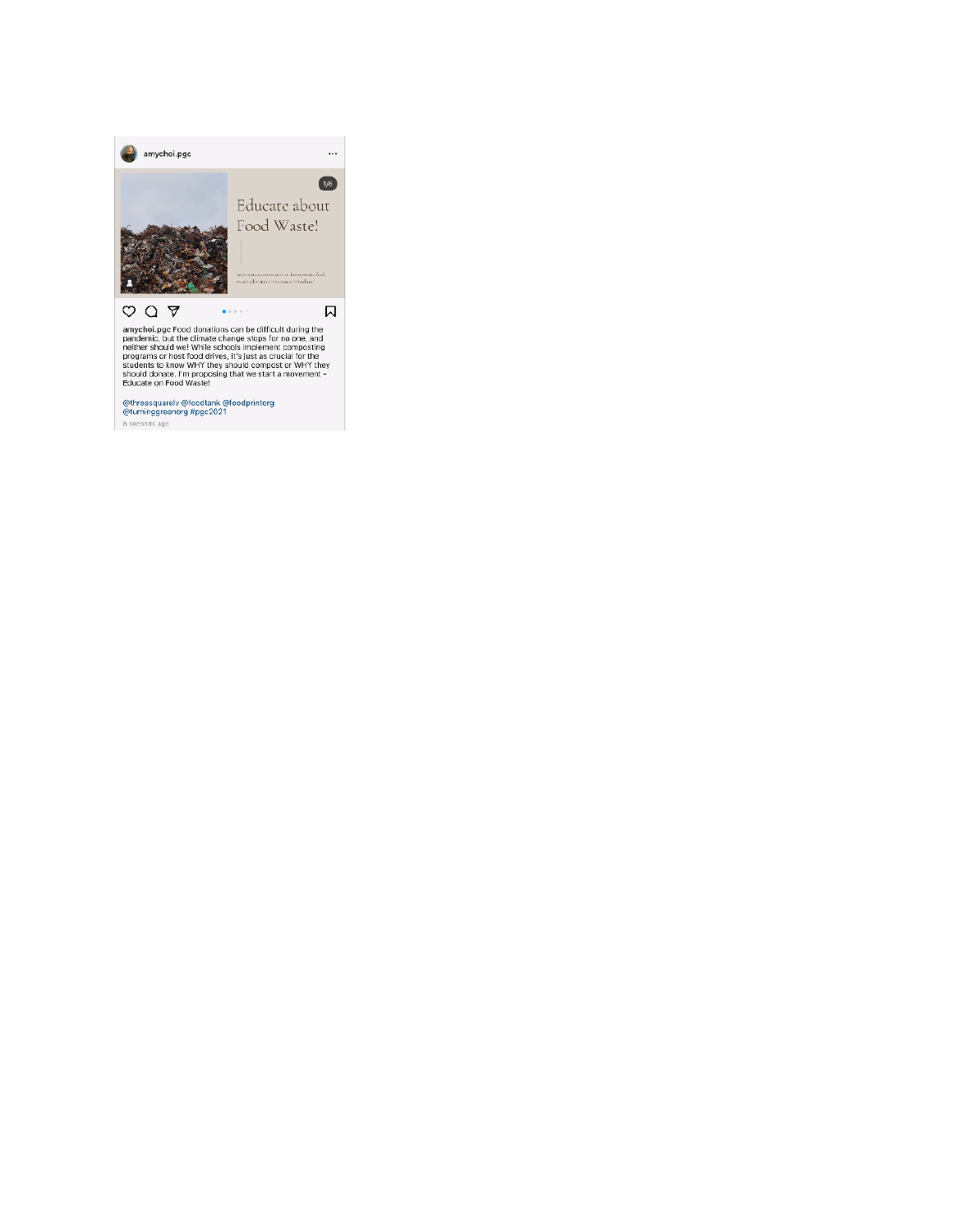amychoi.pgc

1/6

Educate about Food Waste!

**amychoi.pgc** Food donations can be difficult during the pandemic, but the climate change stops for no one, and neither should we! While schools implement composting programs or host food drives, it's just as crucial for the students to know WHY they should compost or WHY they should donate. I'm proposing that we start a movement – Educate on Food Waste!

@threesquarelv @foodtank @foodprintorg @turninggreenorg #pgc2021

8 seconds ago